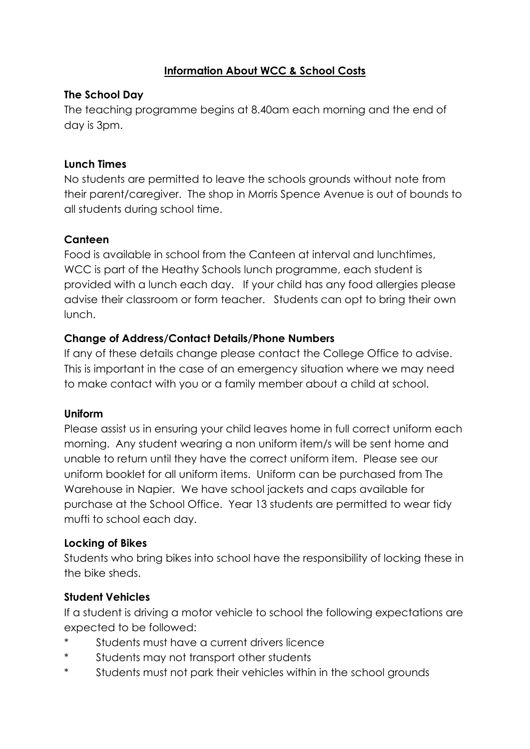# Information About WCC & School Costs

### The School Day

The teaching programme begins at 8.40am each morning and the end of day is 3pm.

### Lunch Times

No students are permitted to leave the schools grounds without note from their parent/caregiver. The shop in Morris Spence Avenue is out of bounds to all students during school time.

### Canteen

Food is available in school from the Canteen at interval and lunchtimes, WCC is part of the Heathy Schools lunch programme, each student is provided with a lunch each day. If your child has any food allergies please advise their classroom or form teacher. Students can opt to bring their own lunch.

### Change of Address/Contact Details/Phone Numbers

If any of these details change please contact the College Office to advise. This is important in the case of an emergency situation where we may need to make contact with you or a family member about a child at school.

### Uniform

Please assist us in ensuring your child leaves home in full correct uniform each morning. Any student wearing a non uniform item/s will be sent home and unable to return until they have the correct uniform item. Please see our uniform booklet for all uniform items. Uniform can be purchased from The Warehouse in Napier. We have school jackets and caps available for purchase at the School Office. Year 13 students are permitted to wear tidy mufti to school each day.

### Locking of Bikes

Students who bring bikes into school have the responsibility of locking these in the bike sheds.

### Student Vehicles

If a student is driving a motor vehicle to school the following expectations are expected to be followed:

* Students must have a current drivers licence
* Students may not transport other students
* Students must not park their vehicles within in the school grounds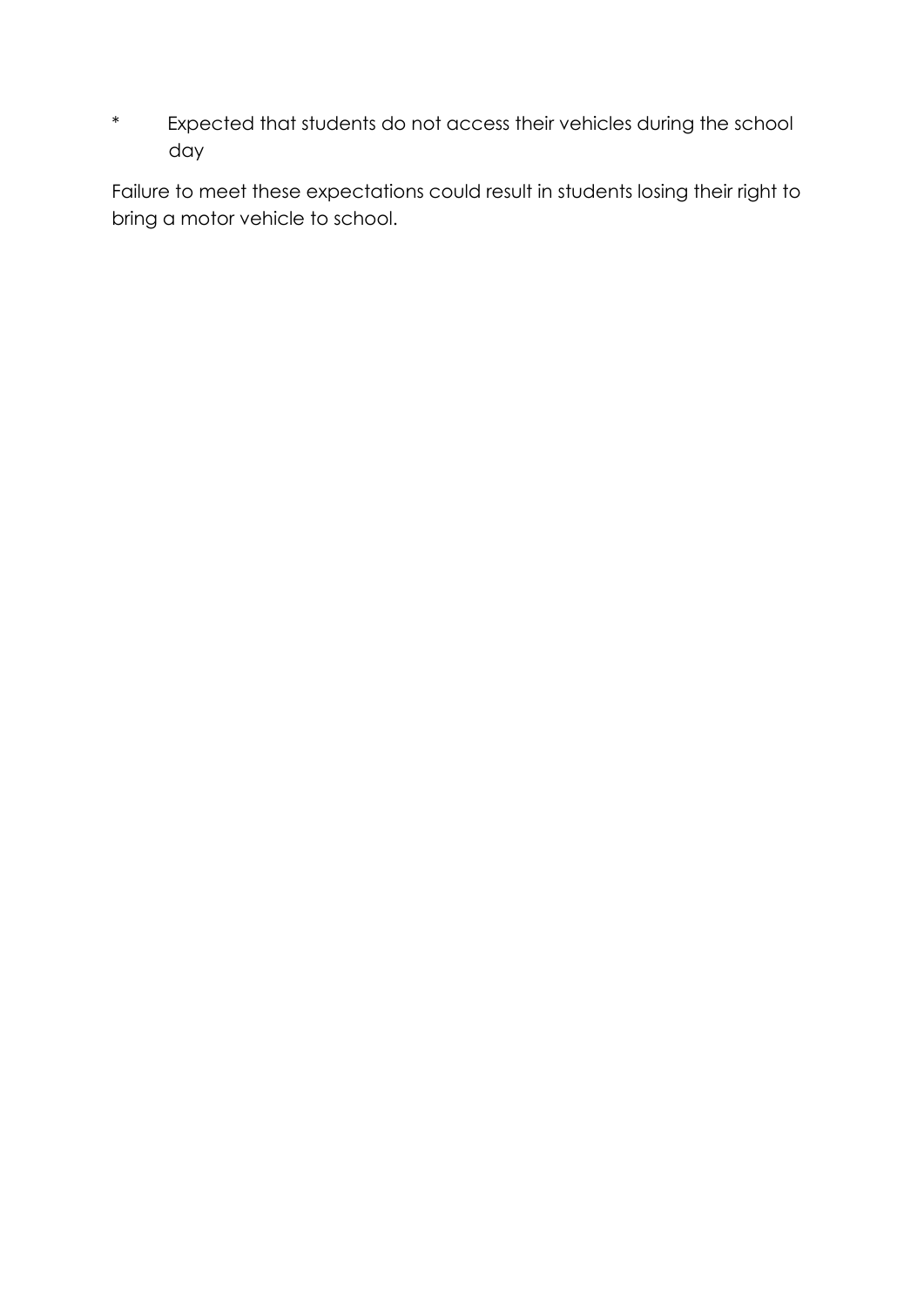* Expected that students do not access their vehicles during the school day

Failure to meet these expectations could result in students losing their right to bring a motor vehicle to school.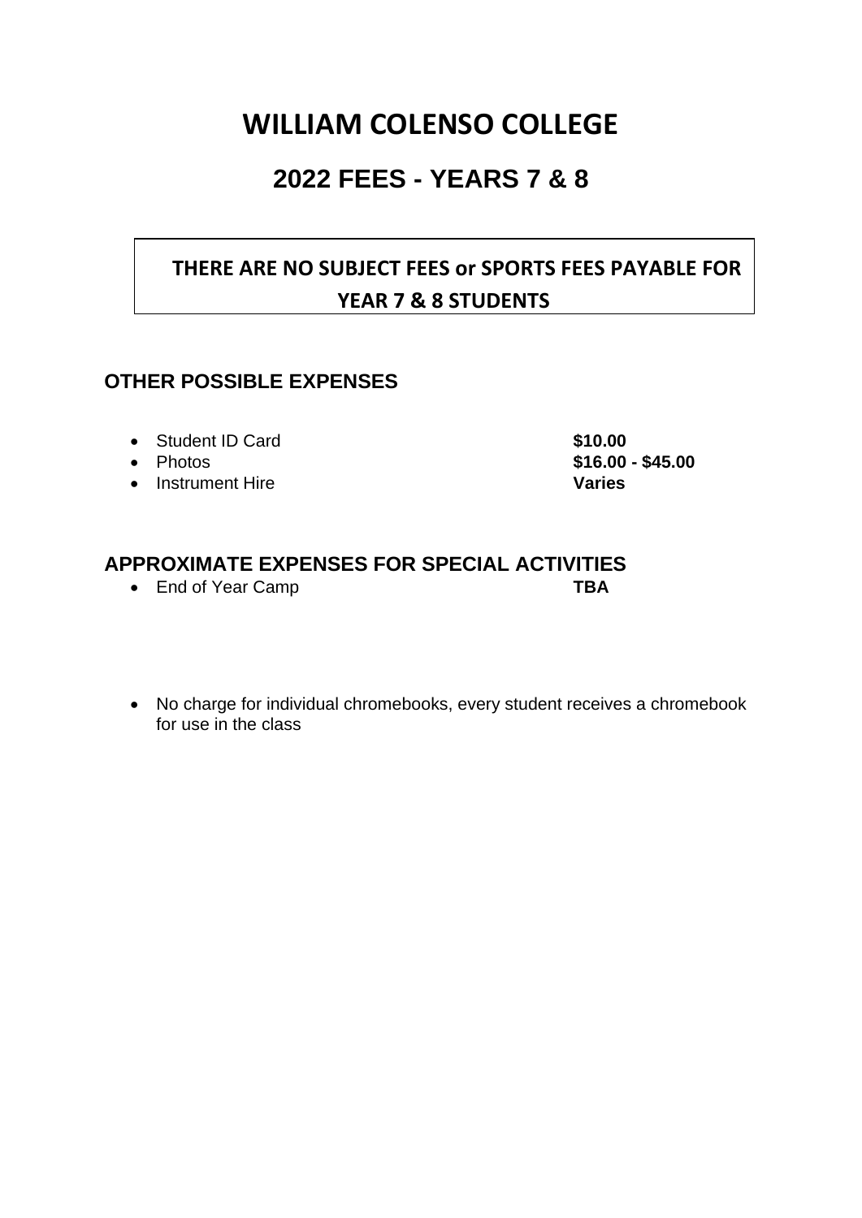# WILLIAM COLENSO COLLEGE

## 2022 FEES - YEARS 7 & 8

**THERE ARE NO SUBJECT FEES or SPORTS FEES PAYABLE FOR YEAR 7 & 8 STUDENTS**

### OTHER POSSIBLE EXPENSES

- Student ID Card **$10.00**
- Photos **$16.00 - $45.00**
- Instrument Hire **Varies**

### APPROXIMATE EXPENSES FOR SPECIAL ACTIVITIES

- End of Year Camp **TBA**

- No charge for individual chromebooks, every student receives a chromebook for use in the class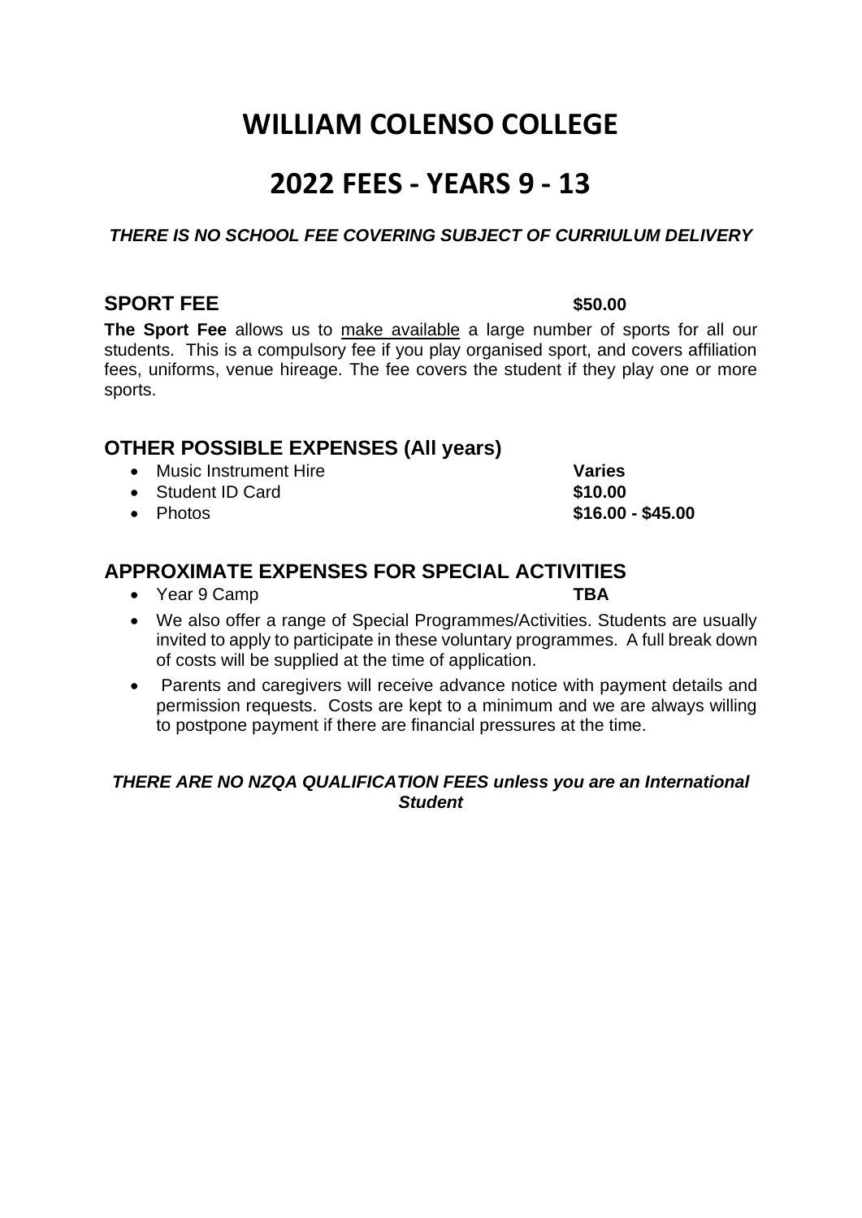# WILLIAM COLENSO COLLEGE

# 2022 FEES - YEARS 9 - 13

***THERE IS NO SCHOOL FEE COVERING SUBJECT OF CURRIULUM DELIVERY***

## SPORT FEE **$50.00**

**The Sport Fee** allows us to make available a large number of sports for all our students. This is a compulsory fee if you play organised sport, and covers affiliation fees, uniforms, venue hireage. The fee covers the student if they play one or more sports.

## OTHER POSSIBLE EXPENSES (All years)

- Music Instrument Hire **Varies**
- Student ID Card **$10.00**
- Photos **$16.00 - $45.00**

## APPROXIMATE EXPENSES FOR SPECIAL ACTIVITIES

- Year 9 Camp **TBA**
- We also offer a range of Special Programmes/Activities. Students are usually invited to apply to participate in these voluntary programmes. A full break down of costs will be supplied at the time of application.
- Parents and caregivers will receive advance notice with payment details and permission requests. Costs are kept to a minimum and we are always willing to postpone payment if there are financial pressures at the time.

***THERE ARE NO NZQA QUALIFICATION FEES unless you are an International Student***